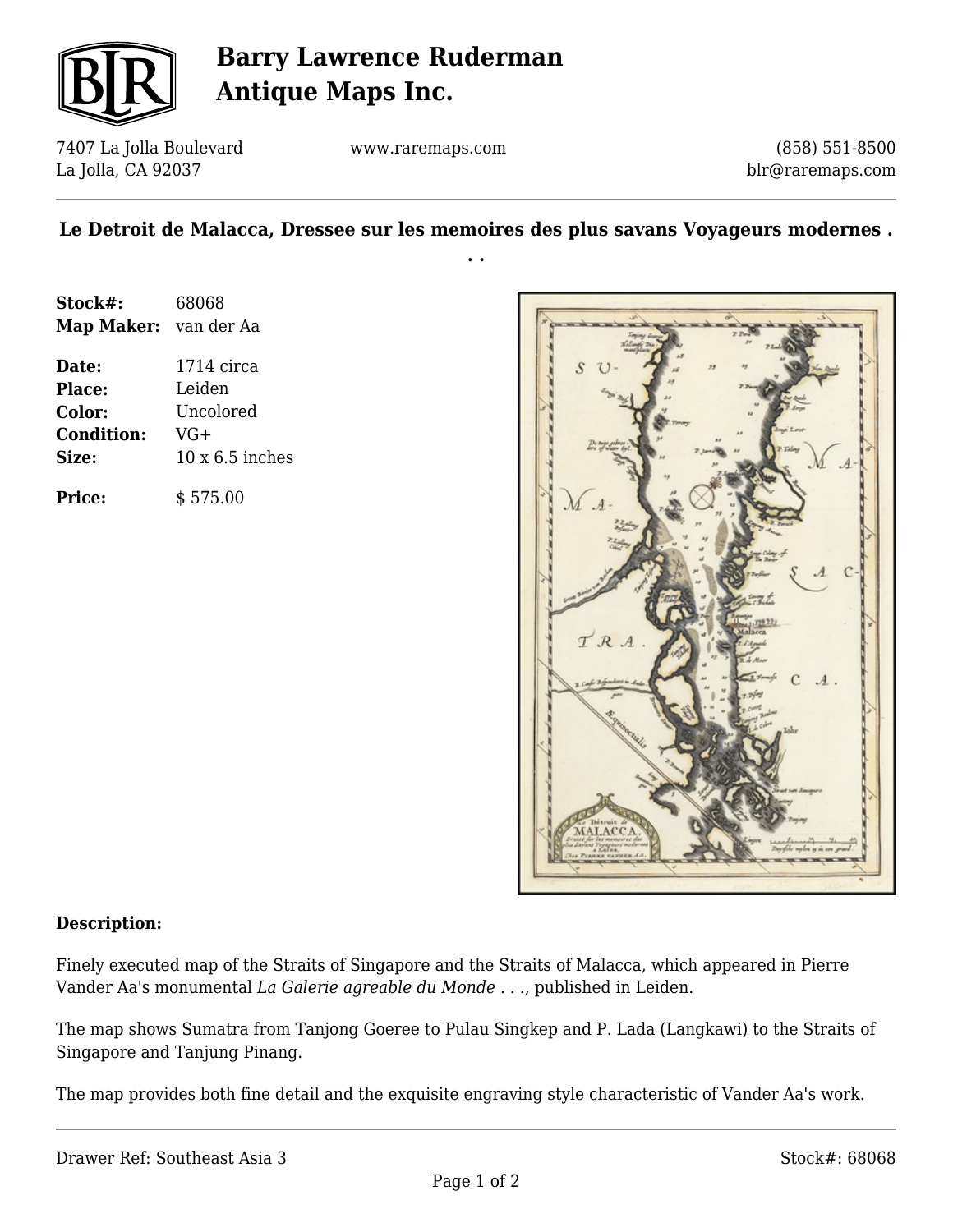# Barry Lawrence Ruderman Antique Maps Inc.

7407 La Jolla Boulevard
La Jolla, CA 92037

www.raremaps.com

(858) 551-8500
blr@raremaps.com

## Le Detroit de Malacca, Dressee sur les memoires des plus savans Voyageurs modernes . . .

| | |
|---|---|
| **Stock#:** | 68068 |
| **Map Maker:** | van der Aa |
| **Date:** | 1714 circa |
| **Place:** | Leiden |
| **Color:** | Uncolored |
| **Condition:** | VG+ |
| **Size:** | 10 x 6.5 inches |
| **Price:** | $ 575.00 |

**Description:**

Finely executed map of the Straits of Singapore and the Straits of Malacca, which appeared in Pierre Vander Aa's monumental *La Galerie agreable du Monde . . .*, published in Leiden.

The map shows Sumatra from Tanjong Goeree to Pulau Singkep and P. Lada (Langkawi) to the Straits of Singapore and Tanjung Pinang.

The map provides both fine detail and the exquisite engraving style characteristic of Vander Aa's work.

Drawer Ref: Southeast Asia 3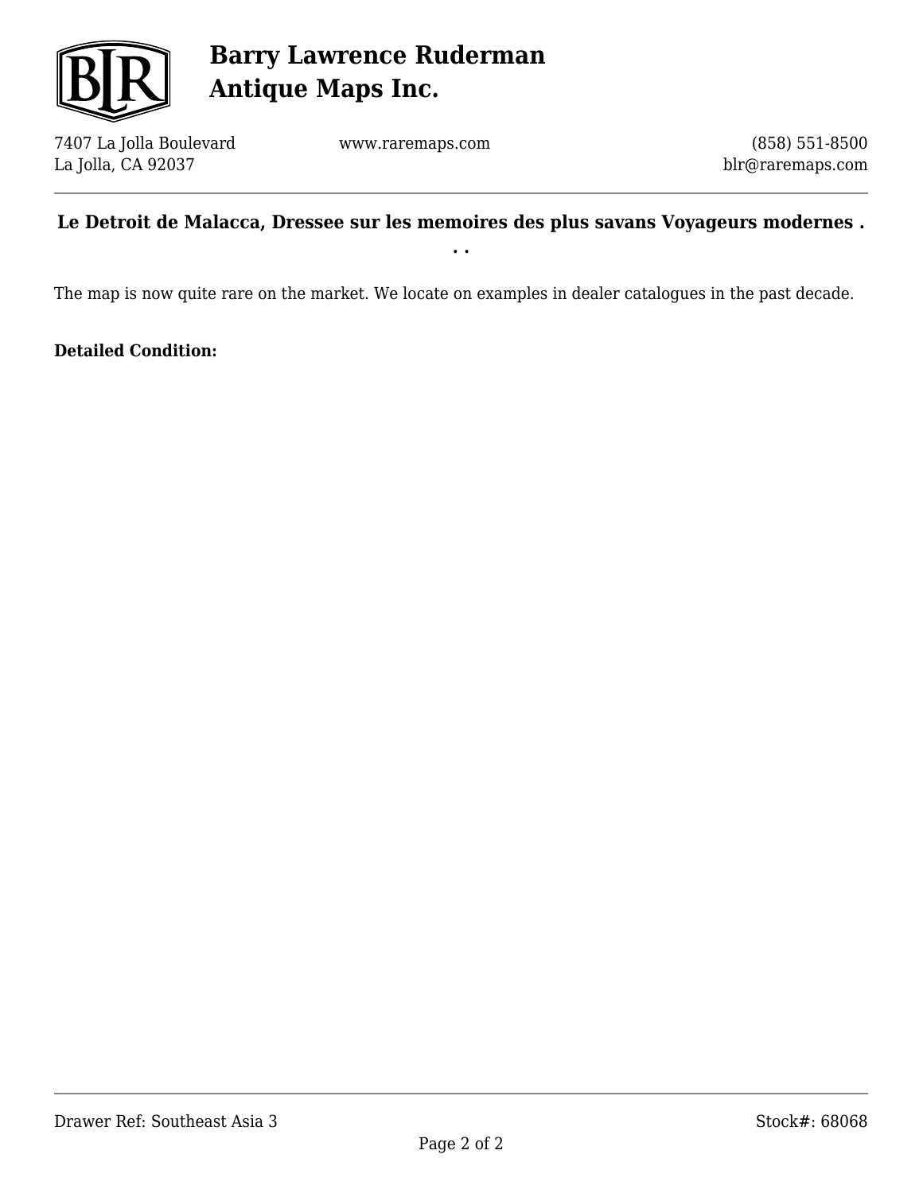**Le Detroit de Malacca, Dressee sur les memoires des plus savans Voyageurs modernes . . .**

The map is now quite rare on the market. We locate on examples in dealer catalogues in the past decade.

**Detailed Condition:**

Drawer Ref: Southeast Asia 3

Stock#: 68068